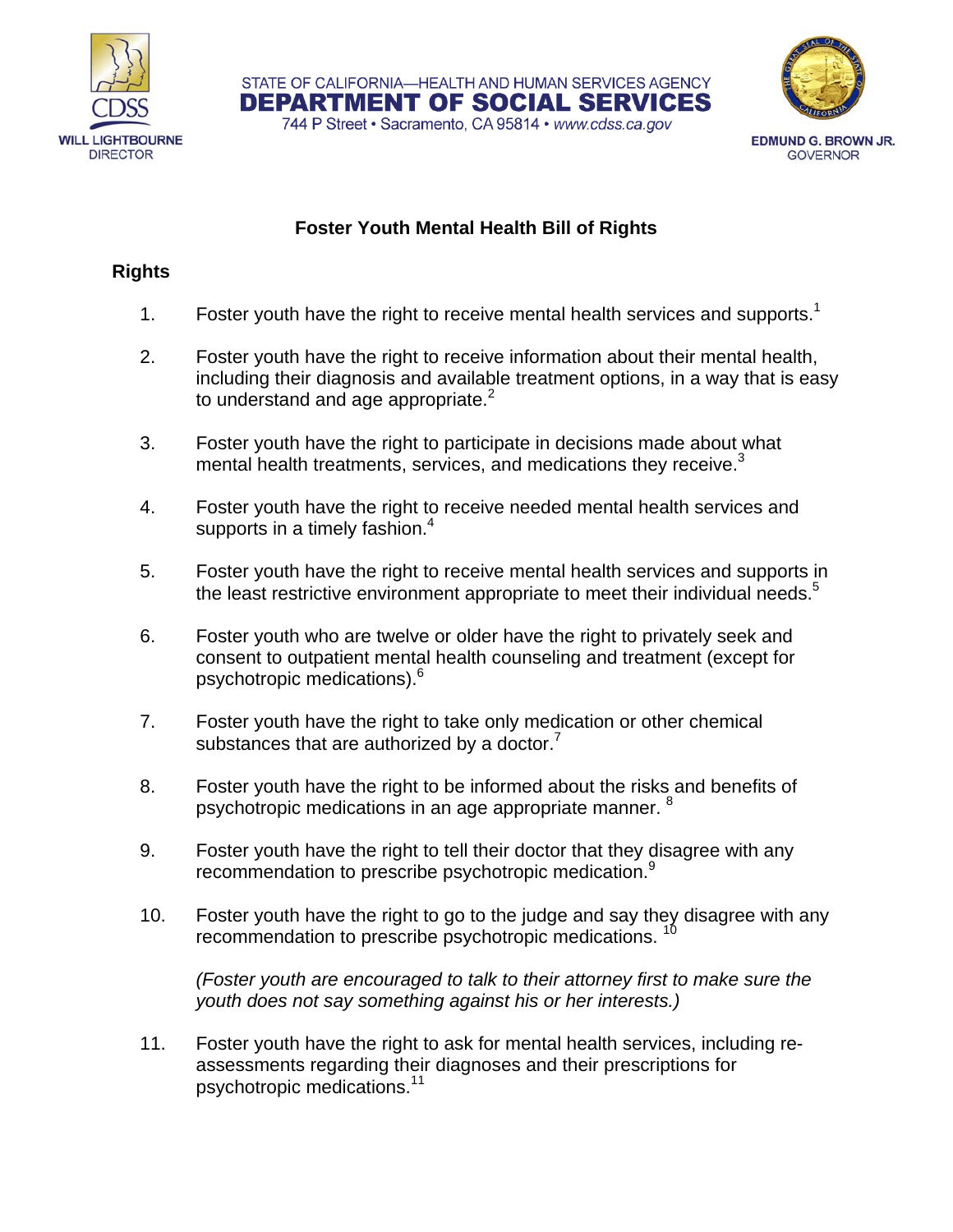STATE OF CALIFORNIA—HEALTH AND HUMAN SERVICES AGENCY
**DEPARTMENT OF SOCIAL SERVICES**
744 P Street • Sacramento, CA 95814 • *www.cdss.ca.gov*

CDSS
**WILL LIGHTBOURNE**
DIRECTOR

**EDMUND G. BROWN JR.**
GOVERNOR

# Foster Youth Mental Health Bill of Rights

## Rights

1. Foster youth have the right to receive mental health services and supports.[1]

2. Foster youth have the right to receive information about their mental health, including their diagnosis and available treatment options, in a way that is easy to understand and age appropriate.[2]

3. Foster youth have the right to participate in decisions made about what mental health treatments, services, and medications they receive.[3]

4. Foster youth have the right to receive needed mental health services and supports in a timely fashion.[4]

5. Foster youth have the right to receive mental health services and supports in the least restrictive environment appropriate to meet their individual needs.[5]

6. Foster youth who are twelve or older have the right to privately seek and consent to outpatient mental health counseling and treatment (except for psychotropic medications).[6]

7. Foster youth have the right to take only medication or other chemical substances that are authorized by a doctor.[7]

8. Foster youth have the right to be informed about the risks and benefits of psychotropic medications in an age appropriate manner.[8]

9. Foster youth have the right to tell their doctor that they disagree with any recommendation to prescribe psychotropic medication.[9]

10. Foster youth have the right to go to the judge and say they disagree with any recommendation to prescribe psychotropic medications.[10]

    *(Foster youth are encouraged to talk to their attorney first to make sure the youth does not say something against his or her interests.)*

11. Foster youth have the right to ask for mental health services, including re-assessments regarding their diagnoses and their prescriptions for psychotropic medications.[11]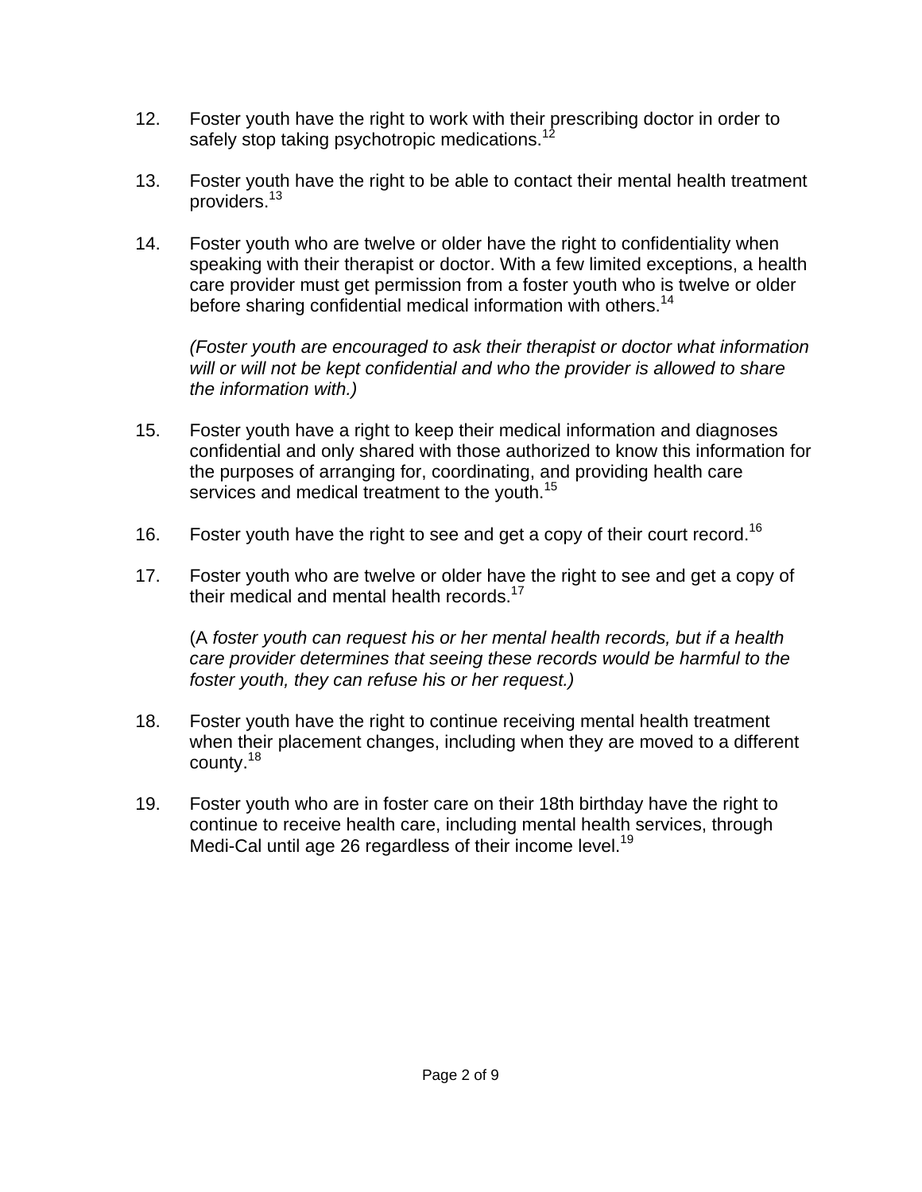12. Foster youth have the right to work with their prescribing doctor in order to safely stop taking psychotropic medications.[12]

13. Foster youth have the right to be able to contact their mental health treatment providers.[13]

14. Foster youth who are twelve or older have the right to confidentiality when speaking with their therapist or doctor. With a few limited exceptions, a health care provider must get permission from a foster youth who is twelve or older before sharing confidential medical information with others.[14]

    *(Foster youth are encouraged to ask their therapist or doctor what information will or will not be kept confidential and who the provider is allowed to share the information with.)*

15. Foster youth have a right to keep their medical information and diagnoses confidential and only shared with those authorized to know this information for the purposes of arranging for, coordinating, and providing health care services and medical treatment to the youth.[15]

16. Foster youth have the right to see and get a copy of their court record.[16]

17. Foster youth who are twelve or older have the right to see and get a copy of their medical and mental health records.[17]

    (A *foster youth can request his or her mental health records, but if a health care provider determines that seeing these records would be harmful to the foster youth, they can refuse his or her request.)*

18. Foster youth have the right to continue receiving mental health treatment when their placement changes, including when they are moved to a different county.[18]

19. Foster youth who are in foster care on their 18th birthday have the right to continue to receive health care, including mental health services, through Medi-Cal until age 26 regardless of their income level.[19]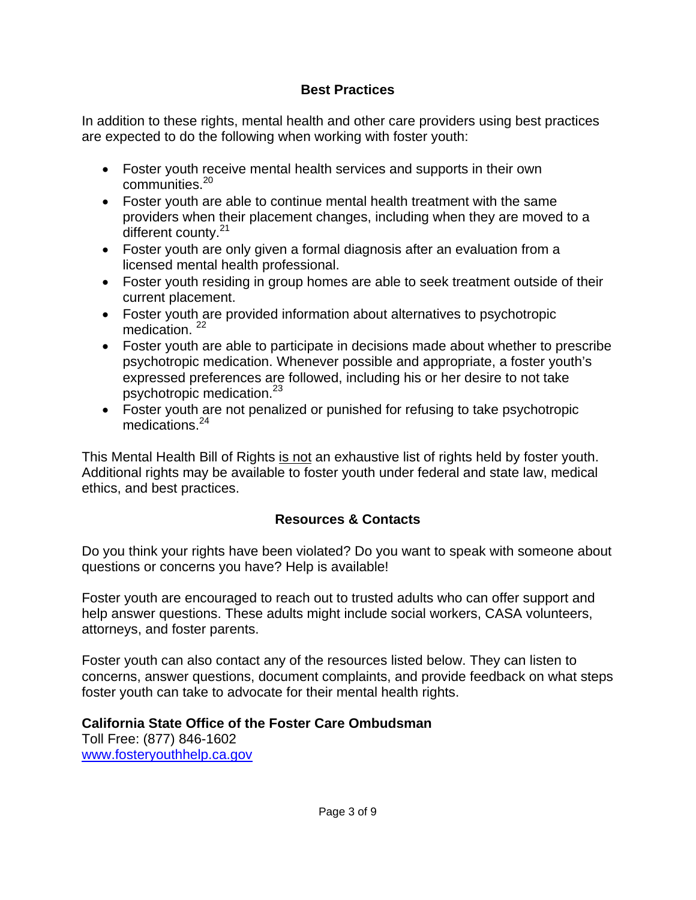## Best Practices

In addition to these rights, mental health and other care providers using best practices are expected to do the following when working with foster youth:

- Foster youth receive mental health services and supports in their own communities.[20]
- Foster youth are able to continue mental health treatment with the same providers when their placement changes, including when they are moved to a different county.[21]
- Foster youth are only given a formal diagnosis after an evaluation from a licensed mental health professional.
- Foster youth residing in group homes are able to seek treatment outside of their current placement.
- Foster youth are provided information about alternatives to psychotropic medication.[22]
- Foster youth are able to participate in decisions made about whether to prescribe psychotropic medication. Whenever possible and appropriate, a foster youth's expressed preferences are followed, including his or her desire to not take psychotropic medication.[23]
- Foster youth are not penalized or punished for refusing to take psychotropic medications.[24]

This Mental Health Bill of Rights is not an exhaustive list of rights held by foster youth. Additional rights may be available to foster youth under federal and state law, medical ethics, and best practices.

## Resources & Contacts

Do you think your rights have been violated? Do you want to speak with someone about questions or concerns you have? Help is available!

Foster youth are encouraged to reach out to trusted adults who can offer support and help answer questions. These adults might include social workers, CASA volunteers, attorneys, and foster parents.

Foster youth can also contact any of the resources listed below. They can listen to concerns, answer questions, document complaints, and provide feedback on what steps foster youth can take to advocate for their mental health rights.

**California State Office of the Foster Care Ombudsman**
Toll Free: (877) 846-1602
www.fosteryouthhelp.ca.gov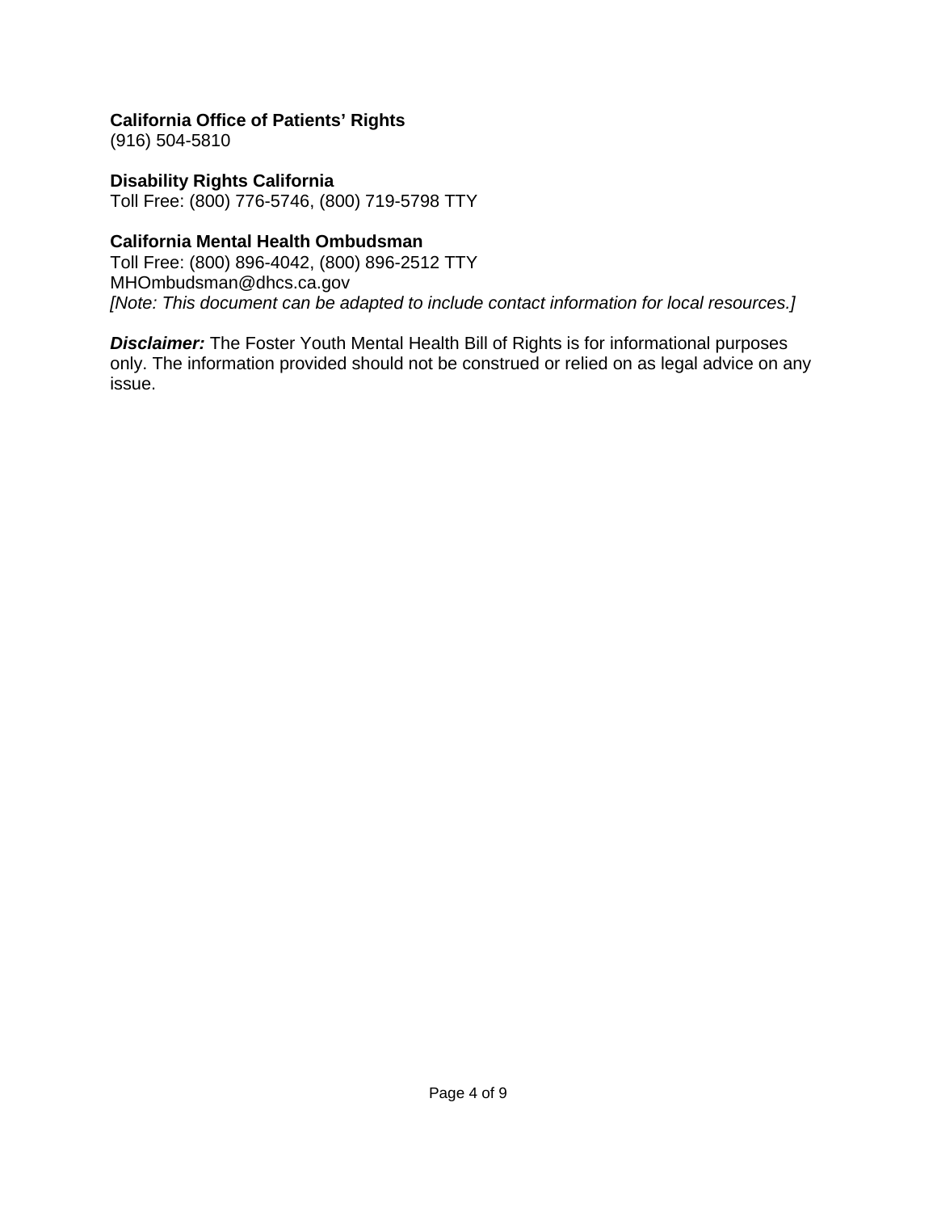**California Office of Patients' Rights**
(916) 504-5810

**Disability Rights California**
Toll Free: (800) 776-5746, (800) 719-5798 TTY

**California Mental Health Ombudsman**
Toll Free: (800) 896-4042, (800) 896-2512 TTY
MHOmbudsman@dhcs.ca.gov
*[Note: This document can be adapted to include contact information for local resources.]*

***Disclaimer:*** The Foster Youth Mental Health Bill of Rights is for informational purposes only. The information provided should not be construed or relied on as legal advice on any issue.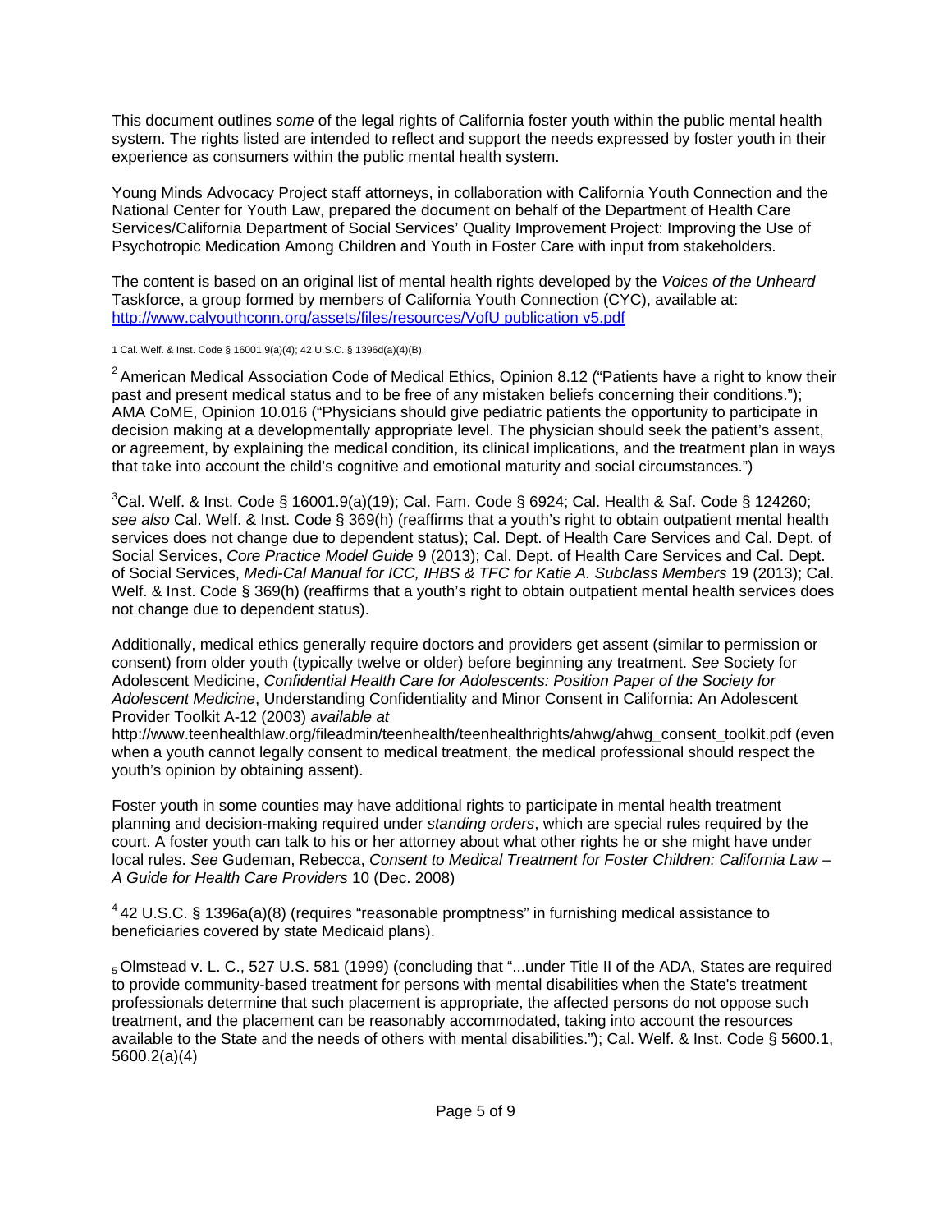This document outlines *some* of the legal rights of California foster youth within the public mental health system. The rights listed are intended to reflect and support the needs expressed by foster youth in their experience as consumers within the public mental health system.

Young Minds Advocacy Project staff attorneys, in collaboration with California Youth Connection and the National Center for Youth Law, prepared the document on behalf of the Department of Health Care Services/California Department of Social Services' Quality Improvement Project: Improving the Use of Psychotropic Medication Among Children and Youth in Foster Care with input from stakeholders.

The content is based on an original list of mental health rights developed by the *Voices of the Unheard* Taskforce, a group formed by members of California Youth Connection (CYC), available at: [http://www.calyouthconn.org/assets/files/resources/VofU publication v5.pdf](http://www.calyouthconn.org/assets/files/resources/VofU publication v5.pdf)

1 Cal. Welf. & Inst. Code § 16001.9(a)(4); 42 U.S.C. § 1396d(a)(4)(B).

[2] American Medical Association Code of Medical Ethics, Opinion 8.12 ("Patients have a right to know their past and present medical status and to be free of any mistaken beliefs concerning their conditions."); AMA CoME, Opinion 10.016 ("Physicians should give pediatric patients the opportunity to participate in decision making at a developmentally appropriate level. The physician should seek the patient's assent, or agreement, by explaining the medical condition, its clinical implications, and the treatment plan in ways that take into account the child's cognitive and emotional maturity and social circumstances.")

[3] Cal. Welf. & Inst. Code § 16001.9(a)(19); Cal. Fam. Code § 6924; Cal. Health & Saf. Code § 124260; *see also* Cal. Welf. & Inst. Code § 369(h) (reaffirms that a youth's right to obtain outpatient mental health services does not change due to dependent status); Cal. Dept. of Health Care Services and Cal. Dept. of Social Services, *Core Practice Model Guide* 9 (2013); Cal. Dept. of Health Care Services and Cal. Dept. of Social Services, *Medi-Cal Manual for ICC, IHBS & TFC for Katie A. Subclass Members* 19 (2013); Cal. Welf. & Inst. Code § 369(h) (reaffirms that a youth's right to obtain outpatient mental health services does not change due to dependent status).

Additionally, medical ethics generally require doctors and providers get assent (similar to permission or consent) from older youth (typically twelve or older) before beginning any treatment. *See* Society for Adolescent Medicine, *Confidential Health Care for Adolescents: Position Paper of the Society for Adolescent Medicine*, Understanding Confidentiality and Minor Consent in California: An Adolescent Provider Toolkit A-12 (2003) *available at* http://www.teenhealthlaw.org/fileadmin/teenhealth/teenhealthrights/ahwg/ahwg_consent_toolkit.pdf (even when a youth cannot legally consent to medical treatment, the medical professional should respect the youth's opinion by obtaining assent).

Foster youth in some counties may have additional rights to participate in mental health treatment planning and decision-making required under *standing orders*, which are special rules required by the court. A foster youth can talk to his or her attorney about what other rights he or she might have under local rules. *See* Gudeman, Rebecca, *Consent to Medical Treatment for Foster Children: California Law – A Guide for Health Care Providers* 10 (Dec. 2008)

[4] 42 U.S.C. § 1396a(a)(8) (requires "reasonable promptness" in furnishing medical assistance to beneficiaries covered by state Medicaid plans).

[5] Olmstead v. L. C., 527 U.S. 581 (1999) (concluding that "...under Title II of the ADA, States are required to provide community-based treatment for persons with mental disabilities when the State's treatment professionals determine that such placement is appropriate, the affected persons do not oppose such treatment, and the placement can be reasonably accommodated, taking into account the resources available to the State and the needs of others with mental disabilities."); Cal. Welf. & Inst. Code § 5600.1, 5600.2(a)(4)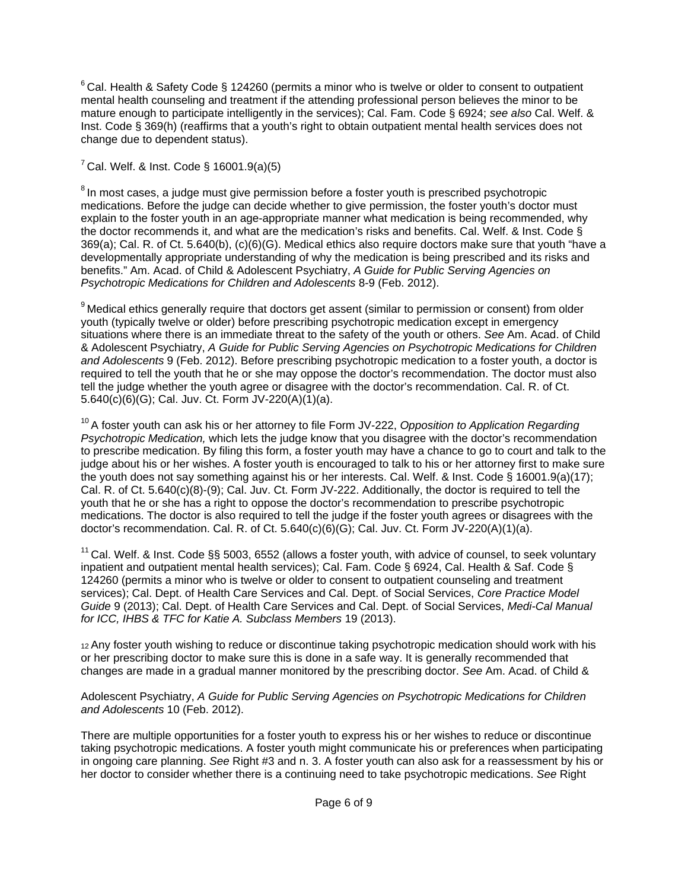[6] Cal. Health & Safety Code § 124260 (permits a minor who is twelve or older to consent to outpatient mental health counseling and treatment if the attending professional person believes the minor to be mature enough to participate intelligently in the services); Cal. Fam. Code § 6924; *see also* Cal. Welf. & Inst. Code § 369(h) (reaffirms that a youth's right to obtain outpatient mental health services does not change due to dependent status).

[7] Cal. Welf. & Inst. Code § 16001.9(a)(5)

[8] In most cases, a judge must give permission before a foster youth is prescribed psychotropic medications. Before the judge can decide whether to give permission, the foster youth's doctor must explain to the foster youth in an age-appropriate manner what medication is being recommended, why the doctor recommends it, and what are the medication's risks and benefits. Cal. Welf. & Inst. Code § 369(a); Cal. R. of Ct. 5.640(b), (c)(6)(G). Medical ethics also require doctors make sure that youth "have a developmentally appropriate understanding of why the medication is being prescribed and its risks and benefits." Am. Acad. of Child & Adolescent Psychiatry, *A Guide for Public Serving Agencies on Psychotropic Medications for Children and Adolescents* 8-9 (Feb. 2012).

[9] Medical ethics generally require that doctors get assent (similar to permission or consent) from older youth (typically twelve or older) before prescribing psychotropic medication except in emergency situations where there is an immediate threat to the safety of the youth or others. *See* Am. Acad. of Child & Adolescent Psychiatry, *A Guide for Public Serving Agencies on Psychotropic Medications for Children and Adolescents* 9 (Feb. 2012). Before prescribing psychotropic medication to a foster youth, a doctor is required to tell the youth that he or she may oppose the doctor's recommendation. The doctor must also tell the judge whether the youth agree or disagree with the doctor's recommendation. Cal. R. of Ct. 5.640(c)(6)(G); Cal. Juv. Ct. Form JV-220(A)(1)(a).

[10] A foster youth can ask his or her attorney to file Form JV-222, *Opposition to Application Regarding Psychotropic Medication,* which lets the judge know that you disagree with the doctor's recommendation to prescribe medication. By filing this form, a foster youth may have a chance to go to court and talk to the judge about his or her wishes. A foster youth is encouraged to talk to his or her attorney first to make sure the youth does not say something against his or her interests. Cal. Welf. & Inst. Code § 16001.9(a)(17); Cal. R. of Ct. 5.640(c)(8)-(9); Cal. Juv. Ct. Form JV-222. Additionally, the doctor is required to tell the youth that he or she has a right to oppose the doctor's recommendation to prescribe psychotropic medications. The doctor is also required to tell the judge if the foster youth agrees or disagrees with the doctor's recommendation. Cal. R. of Ct. 5.640(c)(6)(G); Cal. Juv. Ct. Form JV-220(A)(1)(a).

[11] Cal. Welf. & Inst. Code §§ 5003, 6552 (allows a foster youth, with advice of counsel, to seek voluntary inpatient and outpatient mental health services); Cal. Fam. Code § 6924, Cal. Health & Saf. Code § 124260 (permits a minor who is twelve or older to consent to outpatient counseling and treatment services); Cal. Dept. of Health Care Services and Cal. Dept. of Social Services, *Core Practice Model Guide* 9 (2013); Cal. Dept. of Health Care Services and Cal. Dept. of Social Services, *Medi-Cal Manual for ICC, IHBS & TFC for Katie A. Subclass Members* 19 (2013).

[12] Any foster youth wishing to reduce or discontinue taking psychotropic medication should work with his or her prescribing doctor to make sure this is done in a safe way. It is generally recommended that changes are made in a gradual manner monitored by the prescribing doctor. *See* Am. Acad. of Child & Adolescent Psychiatry, *A Guide for Public Serving Agencies on Psychotropic Medications for Children and Adolescents* 10 (Feb. 2012).

There are multiple opportunities for a foster youth to express his or her wishes to reduce or discontinue taking psychotropic medications. A foster youth might communicate his or preferences when participating in ongoing care planning. *See* Right #3 and n. 3. A foster youth can also ask for a reassessment by his or her doctor to consider whether there is a continuing need to take psychotropic medications. *See* Right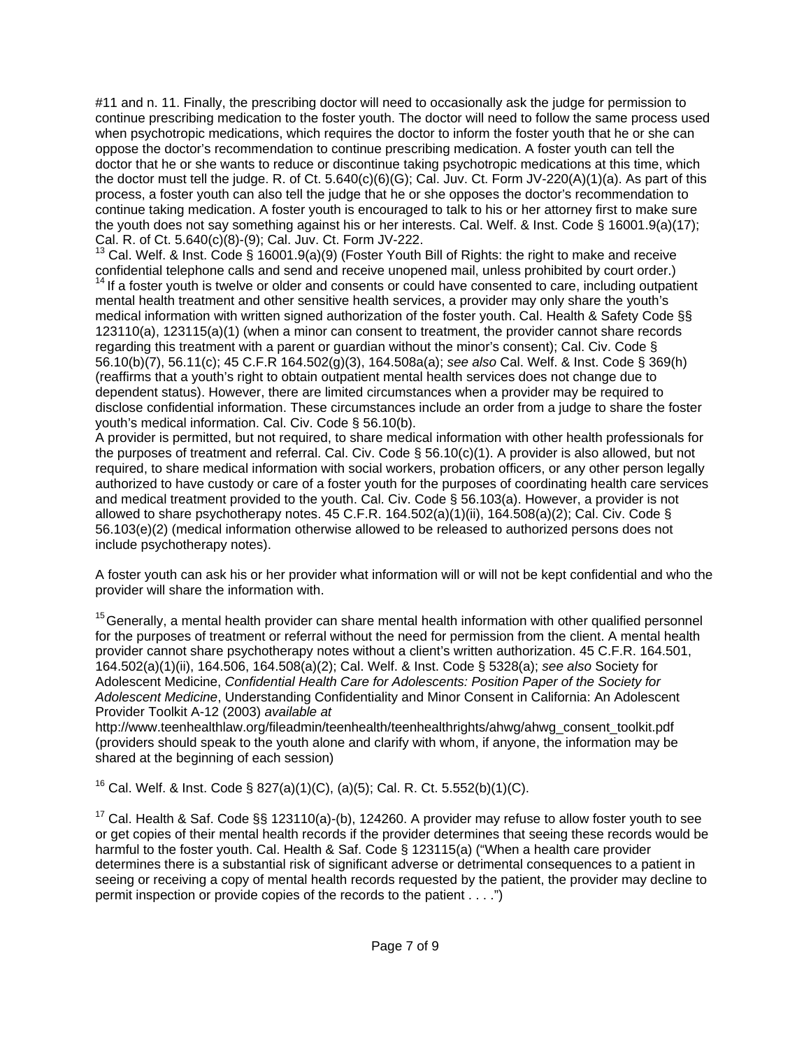#11 and n. 11. Finally, the prescribing doctor will need to occasionally ask the judge for permission to continue prescribing medication to the foster youth. The doctor will need to follow the same process used when psychotropic medications, which requires the doctor to inform the foster youth that he or she can oppose the doctor's recommendation to continue prescribing medication. A foster youth can tell the doctor that he or she wants to reduce or discontinue taking psychotropic medications at this time, which the doctor must tell the judge. R. of Ct. 5.640(c)(6)(G); Cal. Juv. Ct. Form JV-220(A)(1)(a). As part of this process, a foster youth can also tell the judge that he or she opposes the doctor's recommendation to continue taking medication. A foster youth is encouraged to talk to his or her attorney first to make sure the youth does not say something against his or her interests. Cal. Welf. & Inst. Code § 16001.9(a)(17); Cal. R. of Ct. 5.640(c)(8)-(9); Cal. Juv. Ct. Form JV-222.

[13] Cal. Welf. & Inst. Code § 16001.9(a)(9) (Foster Youth Bill of Rights: the right to make and receive confidential telephone calls and send and receive unopened mail, unless prohibited by court order.)

[14] If a foster youth is twelve or older and consents or could have consented to care, including outpatient mental health treatment and other sensitive health services, a provider may only share the youth's medical information with written signed authorization of the foster youth. Cal. Health & Safety Code §§ 123110(a), 123115(a)(1) (when a minor can consent to treatment, the provider cannot share records regarding this treatment with a parent or guardian without the minor's consent); Cal. Civ. Code § 56.10(b)(7), 56.11(c); 45 C.F.R 164.502(g)(3), 164.508a(a); *see also* Cal. Welf. & Inst. Code § 369(h) (reaffirms that a youth's right to obtain outpatient mental health services does not change due to dependent status). However, there are limited circumstances when a provider may be required to disclose confidential information. These circumstances include an order from a judge to share the foster youth's medical information. Cal. Civ. Code § 56.10(b).

A provider is permitted, but not required, to share medical information with other health professionals for the purposes of treatment and referral. Cal. Civ. Code § 56.10(c)(1). A provider is also allowed, but not required, to share medical information with social workers, probation officers, or any other person legally authorized to have custody or care of a foster youth for the purposes of coordinating health care services and medical treatment provided to the youth. Cal. Civ. Code § 56.103(a). However, a provider is not allowed to share psychotherapy notes. 45 C.F.R. 164.502(a)(1)(ii), 164.508(a)(2); Cal. Civ. Code § 56.103(e)(2) (medical information otherwise allowed to be released to authorized persons does not include psychotherapy notes).

A foster youth can ask his or her provider what information will or will not be kept confidential and who the provider will share the information with.

[15] Generally, a mental health provider can share mental health information with other qualified personnel for the purposes of treatment or referral without the need for permission from the client. A mental health provider cannot share psychotherapy notes without a client's written authorization. 45 C.F.R. 164.501, 164.502(a)(1)(ii), 164.506, 164.508(a)(2); Cal. Welf. & Inst. Code § 5328(a); *see also* Society for Adolescent Medicine, *Confidential Health Care for Adolescents: Position Paper of the Society for Adolescent Medicine*, Understanding Confidentiality and Minor Consent in California: An Adolescent Provider Toolkit A-12 (2003) *available at* http://www.teenhealthlaw.org/fileadmin/teenhealth/teenhealthrights/ahwg/ahwg_consent_toolkit.pdf (providers should speak to the youth alone and clarify with whom, if anyone, the information may be shared at the beginning of each session)

[16] Cal. Welf. & Inst. Code § 827(a)(1)(C), (a)(5); Cal. R. Ct. 5.552(b)(1)(C).

[17] Cal. Health & Saf. Code §§ 123110(a)-(b), 124260. A provider may refuse to allow foster youth to see or get copies of their mental health records if the provider determines that seeing these records would be harmful to the foster youth. Cal. Health & Saf. Code § 123115(a) ("When a health care provider determines there is a substantial risk of significant adverse or detrimental consequences to a patient in seeing or receiving a copy of mental health records requested by the patient, the provider may decline to permit inspection or provide copies of the records to the patient . . . .")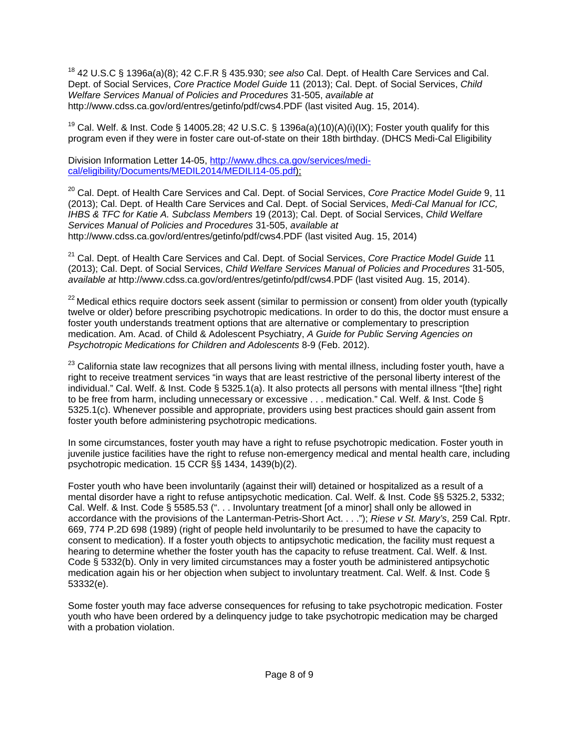[18] 42 U.S.C § 1396a(a)(8); 42 C.F.R § 435.930; *see also* Cal. Dept. of Health Care Services and Cal. Dept. of Social Services, *Core Practice Model Guide* 11 (2013); Cal. Dept. of Social Services, *Child Welfare Services Manual of Policies and Procedures* 31-505, *available at* http://www.cdss.ca.gov/ord/entres/getinfo/pdf/cws4.PDF (last visited Aug. 15, 2014).

[19] Cal. Welf. & Inst. Code § 14005.28; 42 U.S.C. § 1396a(a)(10)(A)(i)(IX); Foster youth qualify for this program even if they were in foster care out-of-state on their 18th birthday. (DHCS Medi-Cal Eligibility

Division Information Letter 14-05, http://www.dhcs.ca.gov/services/medi-cal/eligibility/Documents/MEDIL2014/MEDILI14-05.pdf);

[20] Cal. Dept. of Health Care Services and Cal. Dept. of Social Services, *Core Practice Model Guide* 9, 11 (2013); Cal. Dept. of Health Care Services and Cal. Dept. of Social Services, *Medi-Cal Manual for ICC, IHBS & TFC for Katie A. Subclass Members* 19 (2013); Cal. Dept. of Social Services, *Child Welfare Services Manual of Policies and Procedures* 31-505, *available at* http://www.cdss.ca.gov/ord/entres/getinfo/pdf/cws4.PDF (last visited Aug. 15, 2014)

[21] Cal. Dept. of Health Care Services and Cal. Dept. of Social Services, *Core Practice Model Guide* 11 (2013); Cal. Dept. of Social Services, *Child Welfare Services Manual of Policies and Procedures* 31-505, *available at* http://www.cdss.ca.gov/ord/entres/getinfo/pdf/cws4.PDF (last visited Aug. 15, 2014).

[22] Medical ethics require doctors seek assent (similar to permission or consent) from older youth (typically twelve or older) before prescribing psychotropic medications. In order to do this, the doctor must ensure a foster youth understands treatment options that are alternative or complementary to prescription medication. Am. Acad. of Child & Adolescent Psychiatry, *A Guide for Public Serving Agencies on Psychotropic Medications for Children and Adolescents* 8-9 (Feb. 2012).

[23] California state law recognizes that all persons living with mental illness, including foster youth, have a right to receive treatment services "in ways that are least restrictive of the personal liberty interest of the individual." Cal. Welf. & Inst. Code § 5325.1(a). It also protects all persons with mental illness "[the] right to be free from harm, including unnecessary or excessive . . . medication." Cal. Welf. & Inst. Code § 5325.1(c). Whenever possible and appropriate, providers using best practices should gain assent from foster youth before administering psychotropic medications.

In some circumstances, foster youth may have a right to refuse psychotropic medication. Foster youth in juvenile justice facilities have the right to refuse non-emergency medical and mental health care, including psychotropic medication. 15 CCR §§ 1434, 1439(b)(2).

Foster youth who have been involuntarily (against their will) detained or hospitalized as a result of a mental disorder have a right to refuse antipsychotic medication. Cal. Welf. & Inst. Code §§ 5325.2, 5332; Cal. Welf. & Inst. Code § 5585.53 (". . . Involuntary treatment [of a minor] shall only be allowed in accordance with the provisions of the Lanterman-Petris-Short Act. . . ."); *Riese v St. Mary's*, 259 Cal. Rptr. 669, 774 P.2D 698 (1989) (right of people held involuntarily to be presumed to have the capacity to consent to medication). If a foster youth objects to antipsychotic medication, the facility must request a hearing to determine whether the foster youth has the capacity to refuse treatment. Cal. Welf. & Inst. Code § 5332(b). Only in very limited circumstances may a foster youth be administered antipsychotic medication again his or her objection when subject to involuntary treatment. Cal. Welf. & Inst. Code § 53332(e).

Some foster youth may face adverse consequences for refusing to take psychotropic medication. Foster youth who have been ordered by a delinquency judge to take psychotropic medication may be charged with a probation violation.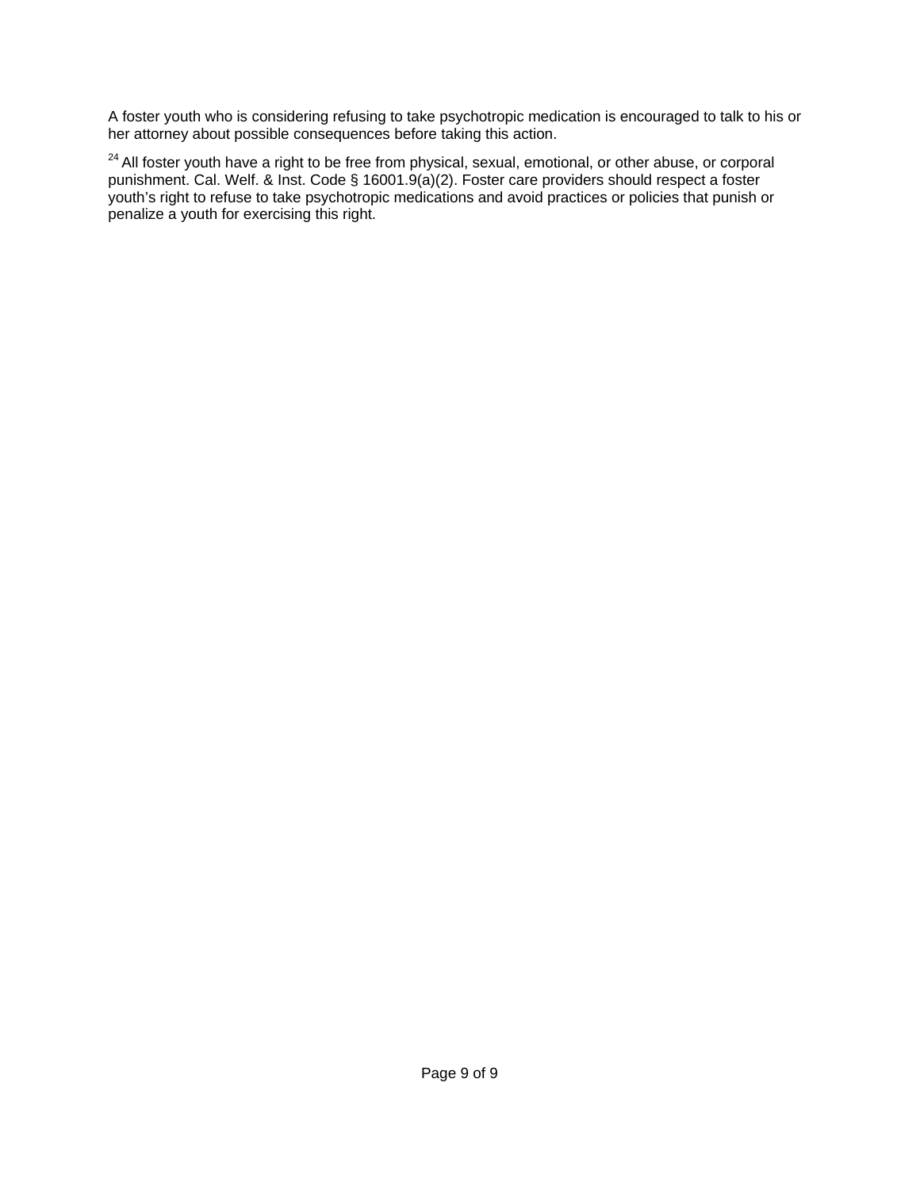A foster youth who is considering refusing to take psychotropic medication is encouraged to talk to his or her attorney about possible consequences before taking this action.

[24] All foster youth have a right to be free from physical, sexual, emotional, or other abuse, or corporal punishment. Cal. Welf. & Inst. Code § 16001.9(a)(2). Foster care providers should respect a foster youth's right to refuse to take psychotropic medications and avoid practices or policies that punish or penalize a youth for exercising this right.